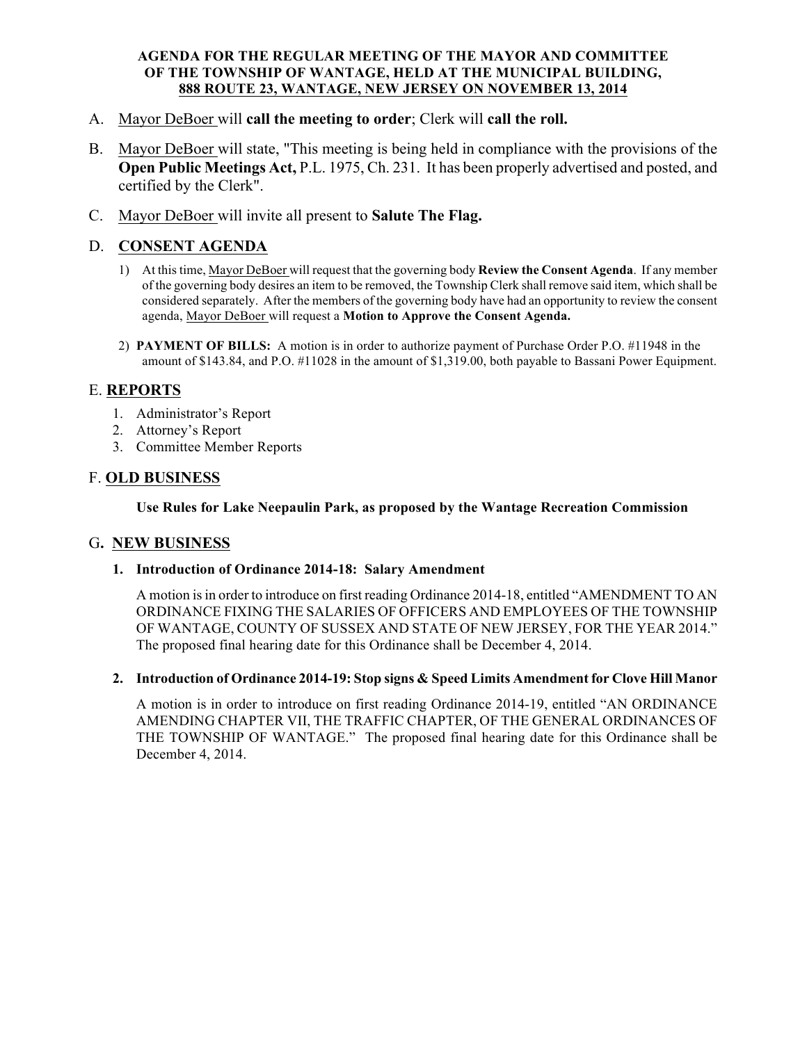**AGENDA FOR THE REGULAR MEETING OF THE MAYOR AND COMMITTEE OF THE TOWNSHIP OF WANTAGE, HELD AT THE MUNICIPAL BUILDING, 888 ROUTE 23, WANTAGE, NEW JERSEY ON NOVEMBER 13, 2014**

A. Mayor DeBoer will **call the meeting to order**; Clerk will **call the roll.**

B. Mayor DeBoer will state, "This meeting is being held in compliance with the provisions of the **Open Public Meetings Act,** P.L. 1975, Ch. 231. It has been properly advertised and posted, and certified by the Clerk".

C. Mayor DeBoer will invite all present to **Salute The Flag.**

## D. CONSENT AGENDA

1) At this time, Mayor DeBoer will request that the governing body **Review the Consent Agenda**. If any member of the governing body desires an item to be removed, the Township Clerk shall remove said item, which shall be considered separately. After the members of the governing body have had an opportunity to review the consent agenda, Mayor DeBoer will request a **Motion to Approve the Consent Agenda.**

2) **PAYMENT OF BILLS:** A motion is in order to authorize payment of Purchase Order P.O. #11948 in the amount of $143.84, and P.O. #11028 in the amount of $1,319.00, both payable to Bassani Power Equipment.

## E. REPORTS

1. Administrator's Report
2. Attorney's Report
3. Committee Member Reports

## F. OLD BUSINESS

**Use Rules for Lake Neepaulin Park, as proposed by the Wantage Recreation Commission**

## G. NEW BUSINESS

**1. Introduction of Ordinance 2014-18: Salary Amendment**

A motion is in order to introduce on first reading Ordinance 2014-18, entitled "AMENDMENT TO AN ORDINANCE FIXING THE SALARIES OF OFFICERS AND EMPLOYEES OF THE TOWNSHIP OF WANTAGE, COUNTY OF SUSSEX AND STATE OF NEW JERSEY, FOR THE YEAR 2014." The proposed final hearing date for this Ordinance shall be December 4, 2014.

**2. Introduction of Ordinance 2014-19: Stop signs & Speed Limits Amendment for Clove Hill Manor**

A motion is in order to introduce on first reading Ordinance 2014-19, entitled "AN ORDINANCE AMENDING CHAPTER VII, THE TRAFFIC CHAPTER, OF THE GENERAL ORDINANCES OF THE TOWNSHIP OF WANTAGE." The proposed final hearing date for this Ordinance shall be December 4, 2014.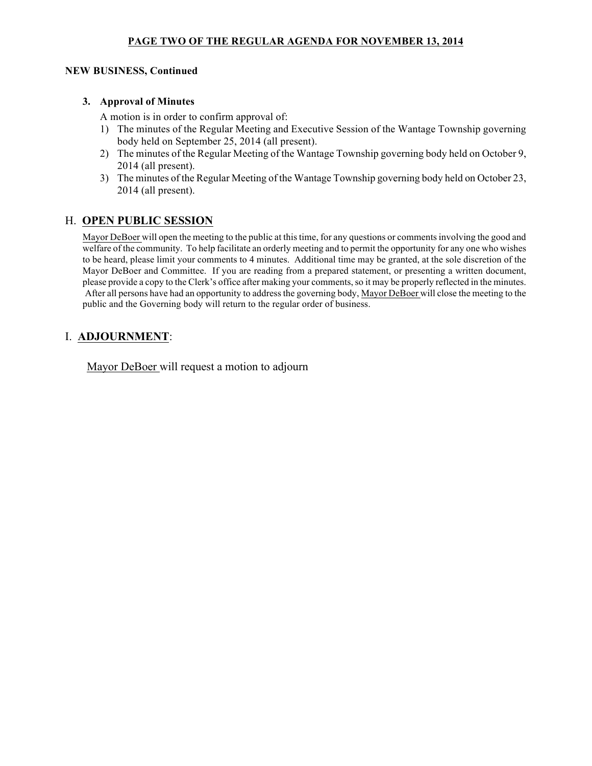**NEW BUSINESS, Continued**

**3. Approval of Minutes**

A motion is in order to confirm approval of:

1) The minutes of the Regular Meeting and Executive Session of the Wantage Township governing body held on September 25, 2014 (all present).
2) The minutes of the Regular Meeting of the Wantage Township governing body held on October 9, 2014 (all present).
3) The minutes of the Regular Meeting of the Wantage Township governing body held on October 23, 2014 (all present).

## H. OPEN PUBLIC SESSION

Mayor DeBoer will open the meeting to the public at this time, for any questions or comments involving the good and welfare of the community. To help facilitate an orderly meeting and to permit the opportunity for any one who wishes to be heard, please limit your comments to 4 minutes. Additional time may be granted, at the sole discretion of the Mayor DeBoer and Committee. If you are reading from a prepared statement, or presenting a written document, please provide a copy to the Clerk's office after making your comments, so it may be properly reflected in the minutes. After all persons have had an opportunity to address the governing body, Mayor DeBoer will close the meeting to the public and the Governing body will return to the regular order of business.

## I. ADJOURNMENT:

Mayor DeBoer will request a motion to adjourn